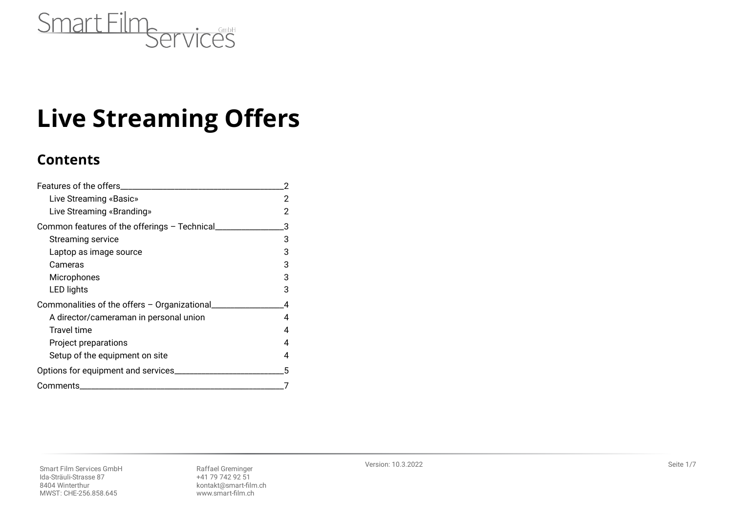Smart Film Services GmbH

# Live Streaming Offers

## Contents

Features of the offers — 2
- Live Streaming «Basic» — 2
- Live Streaming «Branding» — 2

Common features of the offerings – Technical — 3
- Streaming service — 3
- Laptop as image source — 3
- Cameras — 3
- Microphones — 3
- LED lights — 3

Commonalities of the offers – Organizational — 4
- A director/cameraman in personal union — 4
- Travel time — 4
- Project preparations — 4
- Setup of the equipment on site — 4

Options for equipment and services — 5

Comments — 7

Smart Film Services GmbH
Ida-Sträuli-Strasse 87
8404 Winterthur
MWST: CHE-256.858.645

Raffael Greminger
+41 79 742 92 51
kontakt@smart-film.ch
www.smart-film.ch

Version: 10.3.2022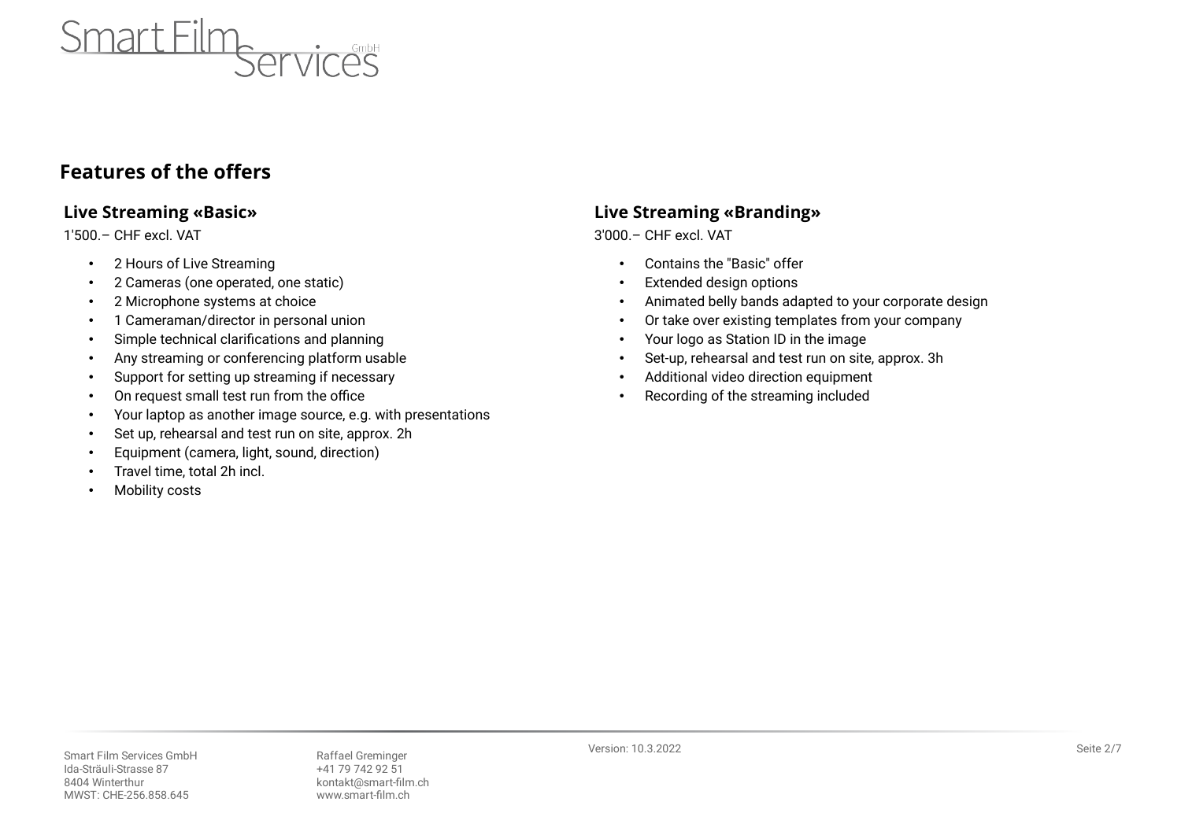## Features of the offers

### Live Streaming «Basic»

1'500.– CHF excl. VAT

- 2 Hours of Live Streaming
- 2 Cameras (one operated, one static)
- 2 Microphone systems at choice
- 1 Cameraman/director in personal union
- Simple technical clarifications and planning
- Any streaming or conferencing platform usable
- Support for setting up streaming if necessary
- On request small test run from the office
- Your laptop as another image source, e.g. with presentations
- Set up, rehearsal and test run on site, approx. 2h
- Equipment (camera, light, sound, direction)
- Travel time, total 2h incl.
- Mobility costs

### Live Streaming «Branding»

3'000.– CHF excl. VAT

- Contains the "Basic" offer
- Extended design options
- Animated belly bands adapted to your corporate design
- Or take over existing templates from your company
- Your logo as Station ID in the image
- Set-up, rehearsal and test run on site, approx. 3h
- Additional video direction equipment
- Recording of the streaming included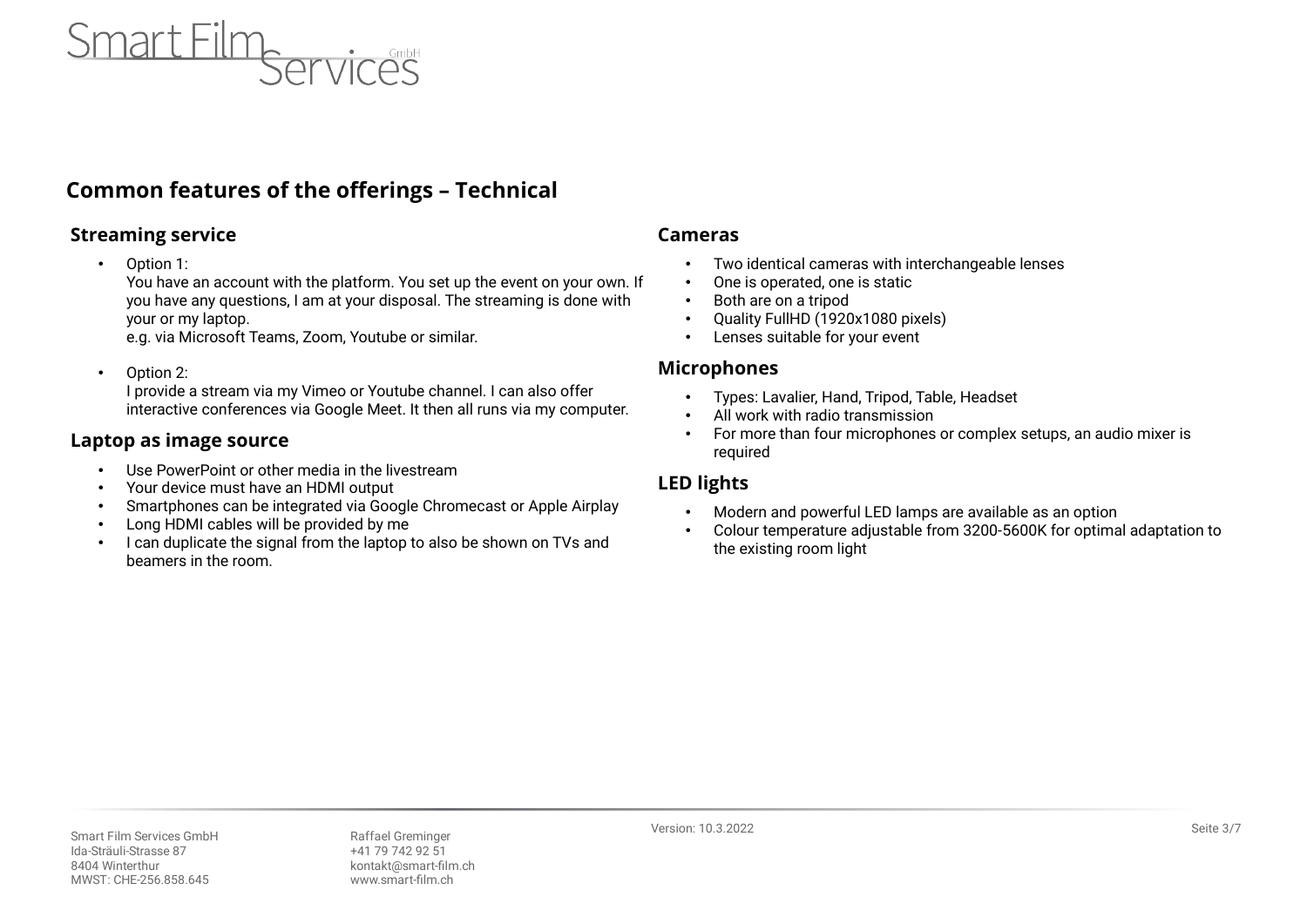## Common features of the offerings – Technical

### Streaming service

- Option 1:
  You have an account with the platform. You set up the event on your own. If you have any questions, I am at your disposal. The streaming is done with your or my laptop.
  e.g. via Microsoft Teams, Zoom, Youtube or similar.

- Option 2:
  I provide a stream via my Vimeo or Youtube channel. I can also offer interactive conferences via Google Meet. It then all runs via my computer.

### Laptop as image source

- Use PowerPoint or other media in the livestream
- Your device must have an HDMI output
- Smartphones can be integrated via Google Chromecast or Apple Airplay
- Long HDMI cables will be provided by me
- I can duplicate the signal from the laptop to also be shown on TVs and beamers in the room.

### Cameras

- Two identical cameras with interchangeable lenses
- One is operated, one is static
- Both are on a tripod
- Quality FullHD (1920x1080 pixels)
- Lenses suitable for your event

### Microphones

- Types: Lavalier, Hand, Tripod, Table, Headset
- All work with radio transmission
- For more than four microphones or complex setups, an audio mixer is required

### LED lights

- Modern and powerful LED lamps are available as an option
- Colour temperature adjustable from 3200-5600K for optimal adaptation to the existing room light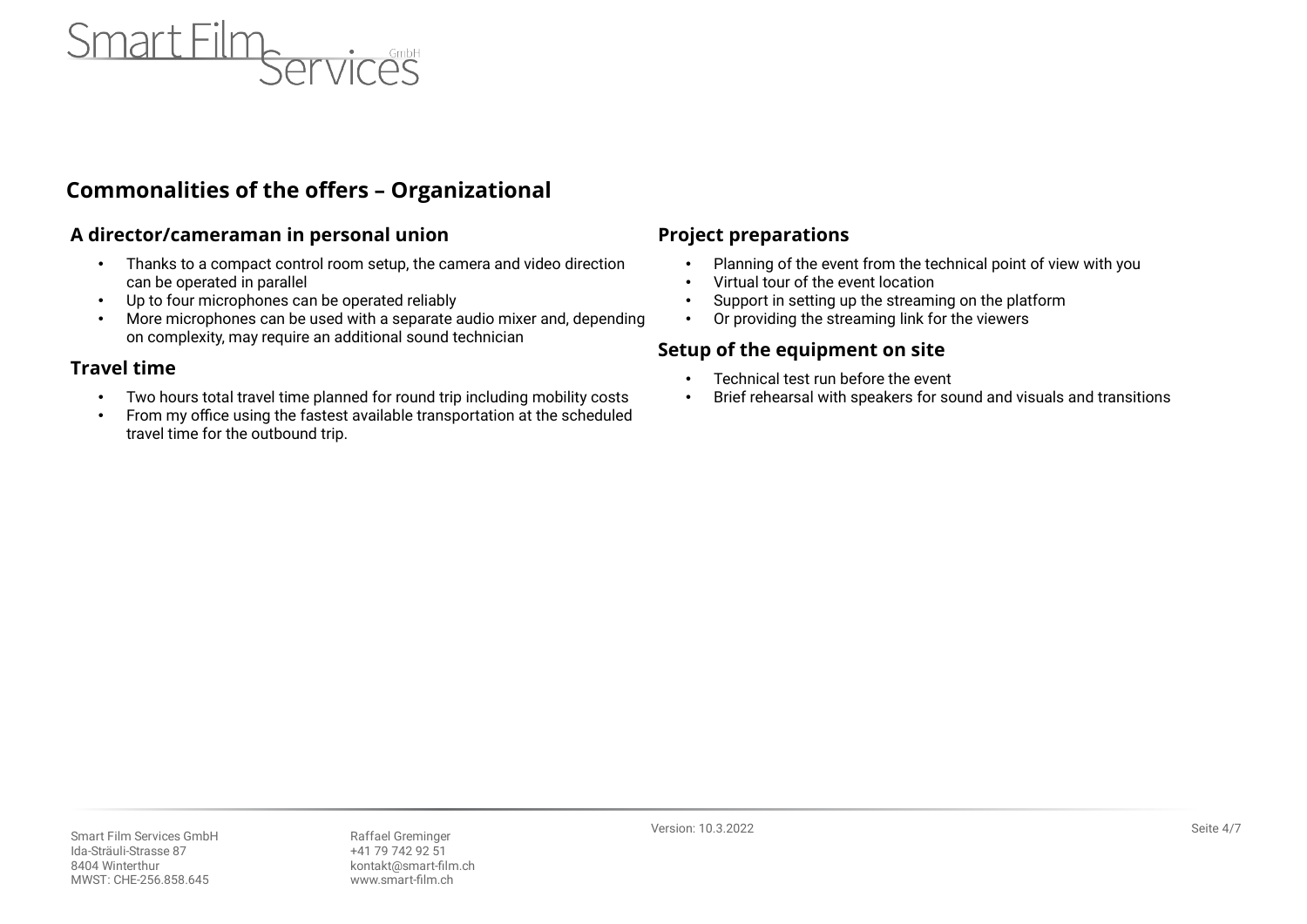## Commonalities of the offers – Organizational

### A director/cameraman in personal union

- Thanks to a compact control room setup, the camera and video direction can be operated in parallel
- Up to four microphones can be operated reliably
- More microphones can be used with a separate audio mixer and, depending on complexity, may require an additional sound technician

### Travel time

- Two hours total travel time planned for round trip including mobility costs
- From my office using the fastest available transportation at the scheduled travel time for the outbound trip.

### Project preparations

- Planning of the event from the technical point of view with you
- Virtual tour of the event location
- Support in setting up the streaming on the platform
- Or providing the streaming link for the viewers

### Setup of the equipment on site

- Technical test run before the event
- Brief rehearsal with speakers for sound and visuals and transitions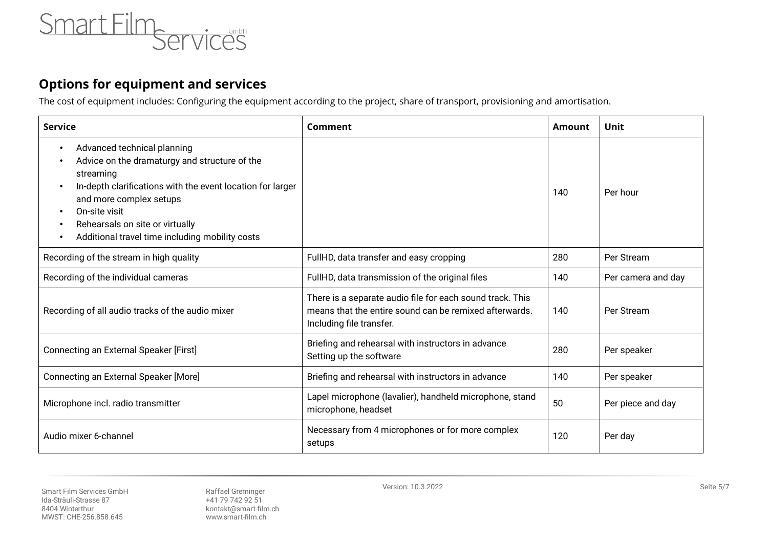## Options for equipment and services

The cost of equipment includes: Configuring the equipment according to the project, share of transport, provisioning and amortisation.

| Service | Comment | Amount | Unit |
| --- | --- | --- | --- |
| • Advanced technical planning<br>• Advice on the dramaturgy and structure of the streaming<br>• In-depth clarifications with the event location for larger and more complex setups<br>• On-site visit<br>• Rehearsals on site or virtually<br>• Additional travel time including mobility costs | | 140 | Per hour |
| Recording of the stream in high quality | FullHD, data transfer and easy cropping | 280 | Per Stream |
| Recording of the individual cameras | FullHD, data transmission of the original files | 140 | Per camera and day |
| Recording of all audio tracks of the audio mixer | There is a separate audio file for each sound track. This means that the entire sound can be remixed afterwards. Including file transfer. | 140 | Per Stream |
| Connecting an External Speaker [First] | Briefing and rehearsal with instructors in advance<br>Setting up the software | 280 | Per speaker |
| Connecting an External Speaker [More] | Briefing and rehearsal with instructors in advance | 140 | Per speaker |
| Microphone incl. radio transmitter | Lapel microphone (lavalier), handheld microphone, stand microphone, headset | 50 | Per piece and day |
| Audio mixer 6-channel | Necessary from 4 microphones or for more complex setups | 120 | Per day |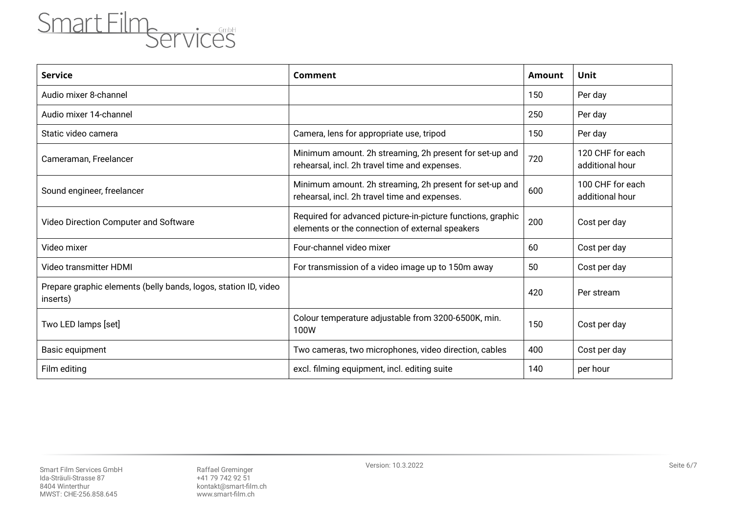| Service | Comment | Amount | Unit |
|---|---|---|---|
| Audio mixer 8-channel | | 150 | Per day |
| Audio mixer 14-channel | | 250 | Per day |
| Static video camera | Camera, lens for appropriate use, tripod | 150 | Per day |
| Cameraman, Freelancer | Minimum amount. 2h streaming, 2h present for set-up and rehearsal, incl. 2h travel time and expenses. | 720 | 120 CHF for each additional hour |
| Sound engineer, freelancer | Minimum amount. 2h streaming, 2h present for set-up and rehearsal, incl. 2h travel time and expenses. | 600 | 100 CHF for each additional hour |
| Video Direction Computer and Software | Required for advanced picture-in-picture functions, graphic elements or the connection of external speakers | 200 | Cost per day |
| Video mixer | Four-channel video mixer | 60 | Cost per day |
| Video transmitter HDMI | For transmission of a video image up to 150m away | 50 | Cost per day |
| Prepare graphic elements (belly bands, logos, station ID, video inserts) | | 420 | Per stream |
| Two LED lamps [set] | Colour temperature adjustable from 3200-6500K, min. 100W | 150 | Cost per day |
| Basic equipment | Two cameras, two microphones, video direction, cables | 400 | Cost per day |
| Film editing | excl. filming equipment, incl. editing suite | 140 | per hour |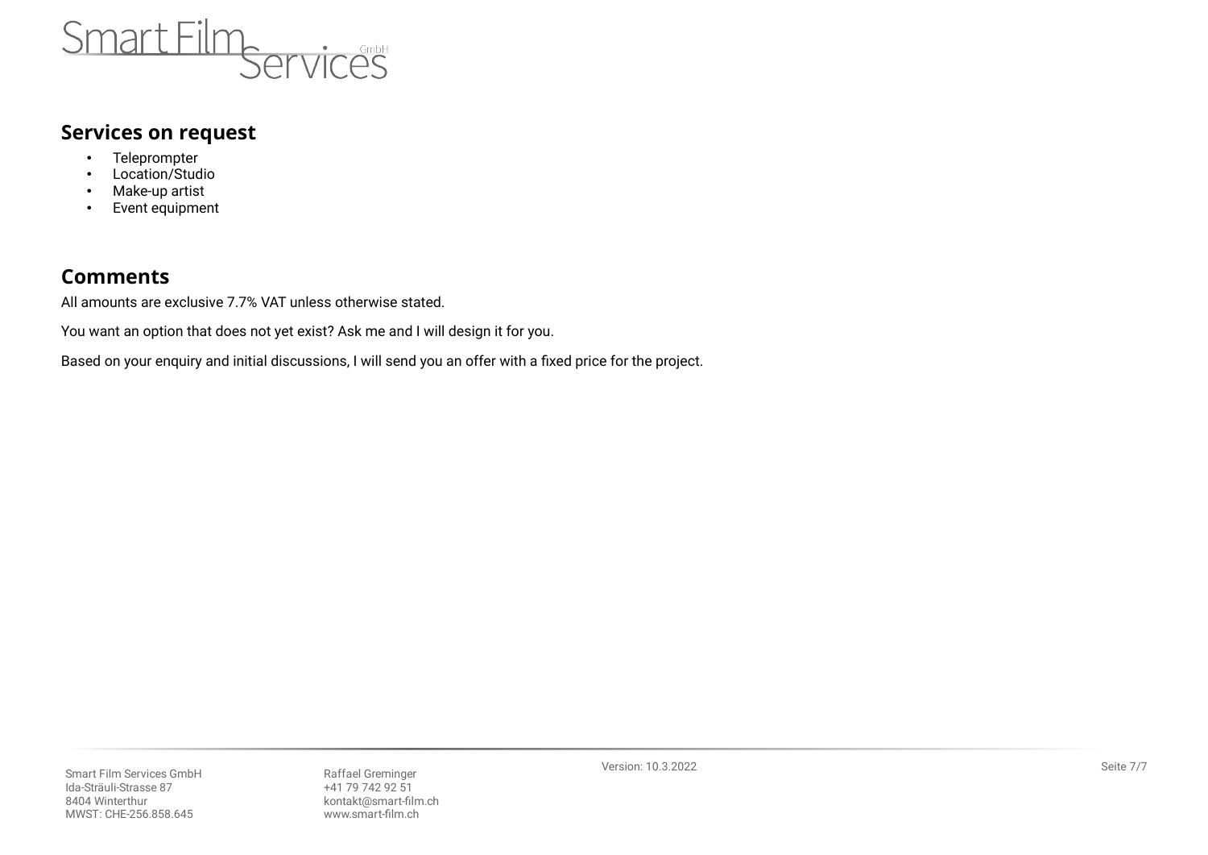## Services on request

- Teleprompter
- Location/Studio
- Make-up artist
- Event equipment

## Comments

All amounts are exclusive 7.7% VAT unless otherwise stated.

You want an option that does not yet exist? Ask me and I will design it for you.

Based on your enquiry and initial discussions, I will send you an offer with a fixed price for the project.